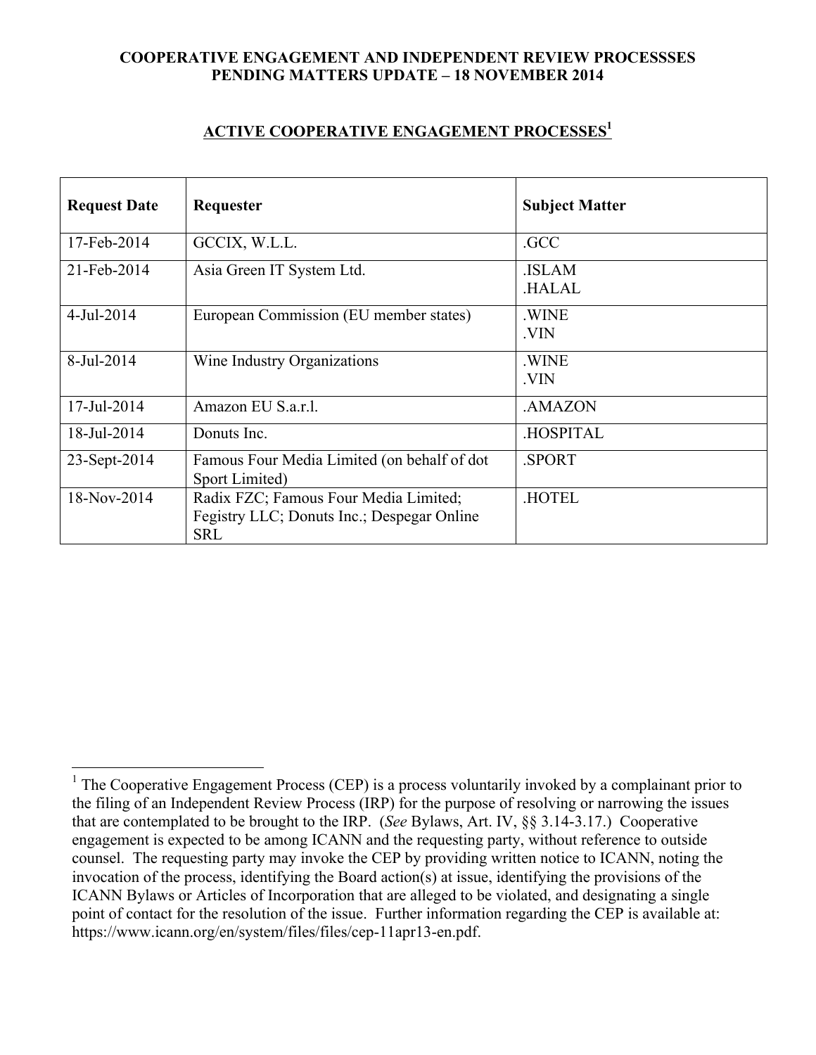**COOPERATIVE ENGAGEMENT AND INDEPENDENT REVIEW PROCESSSES**
**PENDING MATTERS UPDATE – 18 NOVEMBER 2014**

## ACTIVE COOPERATIVE ENGAGEMENT PROCESSES[1]

| Request Date | Requester | Subject Matter |
|---|---|---|
| 17-Feb-2014 | GCCIX, W.L.L. | .GCC |
| 21-Feb-2014 | Asia Green IT System Ltd. | .ISLAM<br>.HALAL |
| 4-Jul-2014 | European Commission (EU member states) | .WINE<br>.VIN |
| 8-Jul-2014 | Wine Industry Organizations | .WINE<br>.VIN |
| 17-Jul-2014 | Amazon EU S.a.r.l. | .AMAZON |
| 18-Jul-2014 | Donuts Inc. | .HOSPITAL |
| 23-Sept-2014 | Famous Four Media Limited (on behalf of dot Sport Limited) | .SPORT |
| 18-Nov-2014 | Radix FZC; Famous Four Media Limited; Fegistry LLC; Donuts Inc.; Despegar Online SRL | .HOTEL |

[1] The Cooperative Engagement Process (CEP) is a process voluntarily invoked by a complainant prior to the filing of an Independent Review Process (IRP) for the purpose of resolving or narrowing the issues that are contemplated to be brought to the IRP. (*See* Bylaws, Art. IV, §§ 3.14-3.17.) Cooperative engagement is expected to be among ICANN and the requesting party, without reference to outside counsel. The requesting party may invoke the CEP by providing written notice to ICANN, noting the invocation of the process, identifying the Board action(s) at issue, identifying the provisions of the ICANN Bylaws or Articles of Incorporation that are alleged to be violated, and designating a single point of contact for the resolution of the issue. Further information regarding the CEP is available at: https://www.icann.org/en/system/files/files/cep-11apr13-en.pdf.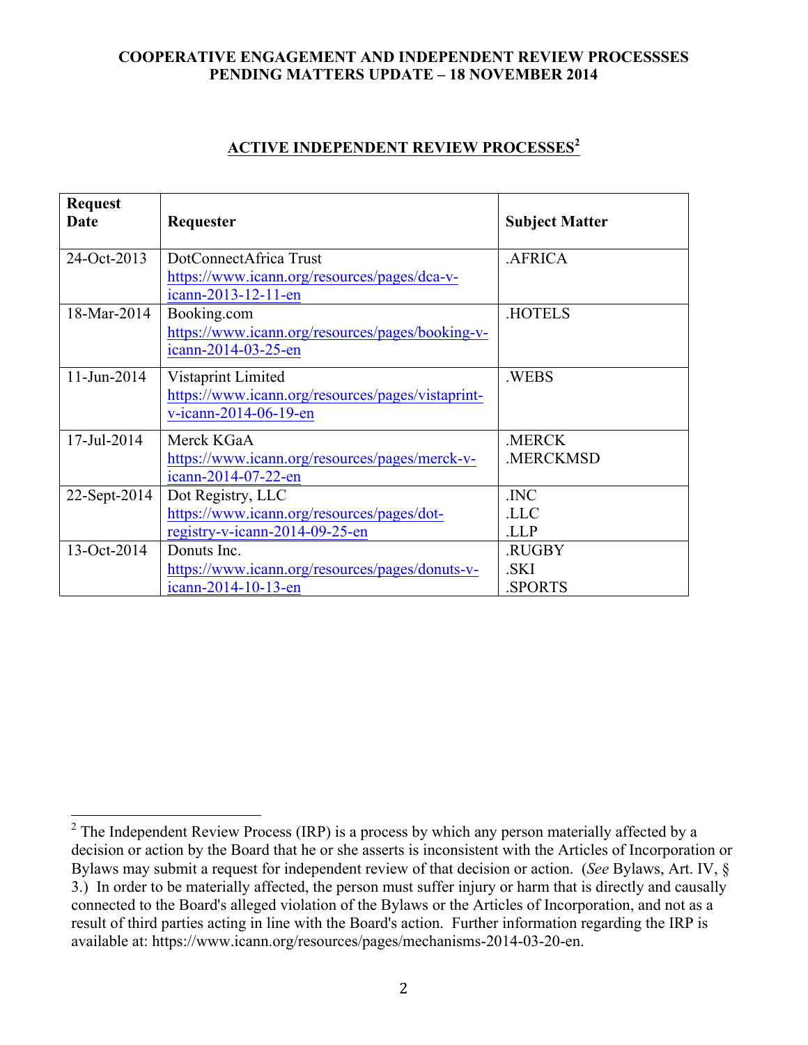# COOPERATIVE ENGAGEMENT AND INDEPENDENT REVIEW PROCESSSES PENDING MATTERS UPDATE – 18 NOVEMBER 2014

## ACTIVE INDEPENDENT REVIEW PROCESSES[2]

| Request Date | Requester | Subject Matter |
|---|---|---|
| 24-Oct-2013 | DotConnectAfrica Trust https://www.icann.org/resources/pages/dca-v-icann-2013-12-11-en | .AFRICA |
| 18-Mar-2014 | Booking.com https://www.icann.org/resources/pages/booking-v-icann-2014-03-25-en | .HOTELS |
| 11-Jun-2014 | Vistaprint Limited https://www.icann.org/resources/pages/vistaprint-v-icann-2014-06-19-en | .WEBS |
| 17-Jul-2014 | Merck KGaA https://www.icann.org/resources/pages/merck-v-icann-2014-07-22-en | .MERCK .MERCKMSD |
| 22-Sept-2014 | Dot Registry, LLC https://www.icann.org/resources/pages/dot-registry-v-icann-2014-09-25-en | .INC .LLC .LLP |
| 13-Oct-2014 | Donuts Inc. https://www.icann.org/resources/pages/donuts-v-icann-2014-10-13-en | .RUGBY .SKI .SPORTS |

[2] The Independent Review Process (IRP) is a process by which any person materially affected by a decision or action by the Board that he or she asserts is inconsistent with the Articles of Incorporation or Bylaws may submit a request for independent review of that decision or action. (*See* Bylaws, Art. IV, § 3.) In order to be materially affected, the person must suffer injury or harm that is directly and causally connected to the Board's alleged violation of the Bylaws or the Articles of Incorporation, and not as a result of third parties acting in line with the Board's action. Further information regarding the IRP is available at: https://www.icann.org/resources/pages/mechanisms-2014-03-20-en.